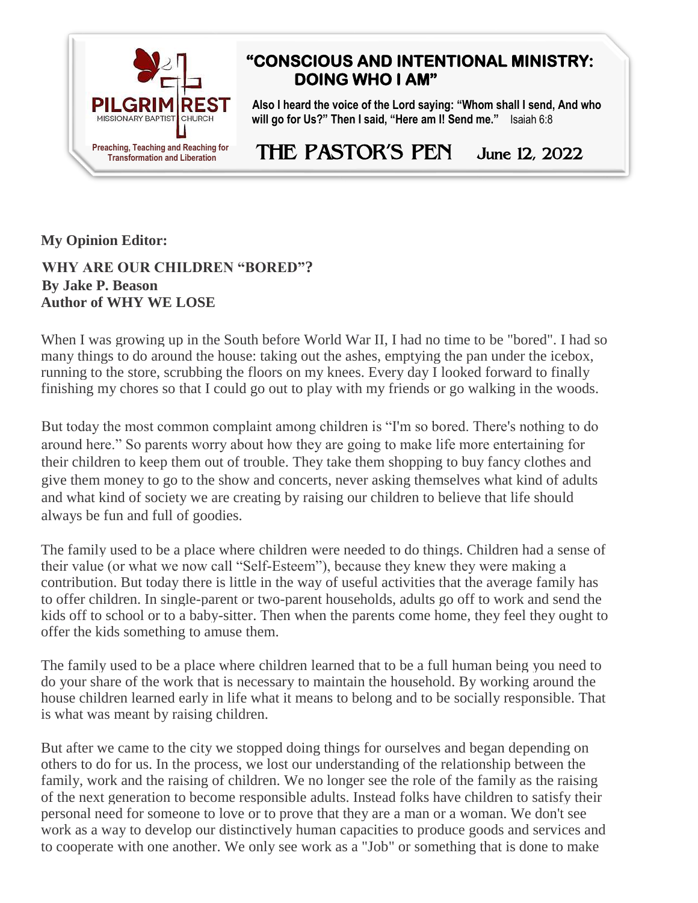**PILGRIM REST**
MISSIONARY BAPTIST CHURCH

Preaching, Teaching and Reaching for Transformation and Liberation

## "CONSCIOUS AND INTENTIONAL MINISTRY: DOING WHO I AM"

**Also I heard the voice of the Lord saying: "Whom shall I send, And who will go for Us?" Then I said, "Here am I! Send me."** Isaiah 6:8

## THE PASTOR'S PEN June 12, 2022

**My Opinion Editor:**

**WHY ARE OUR CHILDREN "BORED"?**
**By Jake P. Beason**
**Author of WHY WE LOSE**

When I was growing up in the South before World War II, I had no time to be "bored". I had so many things to do around the house: taking out the ashes, emptying the pan under the icebox, running to the store, scrubbing the floors on my knees. Every day I looked forward to finally finishing my chores so that I could go out to play with my friends or go walking in the woods.

But today the most common complaint among children is "I'm so bored. There's nothing to do around here." So parents worry about how they are going to make life more entertaining for their children to keep them out of trouble. They take them shopping to buy fancy clothes and give them money to go to the show and concerts, never asking themselves what kind of adults and what kind of society we are creating by raising our children to believe that life should always be fun and full of goodies.

The family used to be a place where children were needed to do things. Children had a sense of their value (or what we now call "Self-Esteem"), because they knew they were making a contribution. But today there is little in the way of useful activities that the average family has to offer children. In single-parent or two-parent households, adults go off to work and send the kids off to school or to a baby-sitter. Then when the parents come home, they feel they ought to offer the kids something to amuse them.

The family used to be a place where children learned that to be a full human being you need to do your share of the work that is necessary to maintain the household. By working around the house children learned early in life what it means to belong and to be socially responsible. That is what was meant by raising children.

But after we came to the city we stopped doing things for ourselves and began depending on others to do for us. In the process, we lost our understanding of the relationship between the family, work and the raising of children. We no longer see the role of the family as the raising of the next generation to become responsible adults. Instead folks have children to satisfy their personal need for someone to love or to prove that they are a man or a woman. We don't see work as a way to develop our distinctively human capacities to produce goods and services and to cooperate with one another. We only see work as a "Job" or something that is done to make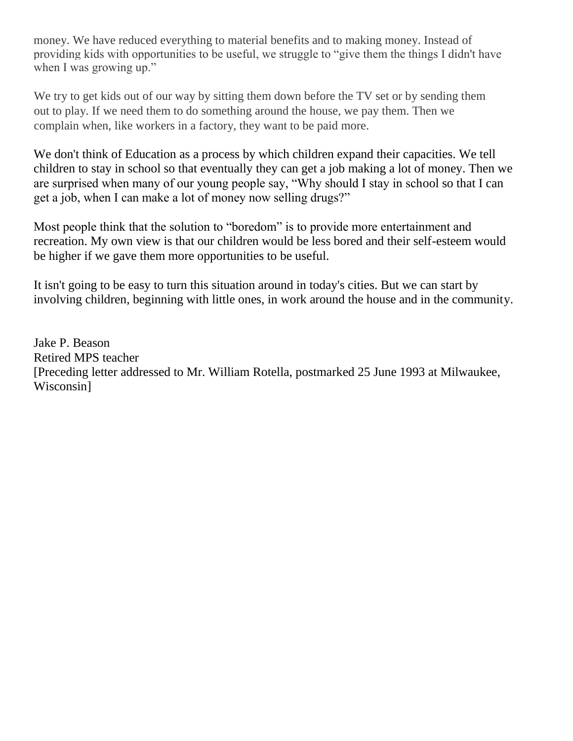money. We have reduced everything to material benefits and to making money. Instead of providing kids with opportunities to be useful, we struggle to "give them the things I didn't have when I was growing up."

We try to get kids out of our way by sitting them down before the TV set or by sending them out to play. If we need them to do something around the house, we pay them. Then we complain when, like workers in a factory, they want to be paid more.

We don't think of Education as a process by which children expand their capacities. We tell children to stay in school so that eventually they can get a job making a lot of money. Then we are surprised when many of our young people say, "Why should I stay in school so that I can get a job, when I can make a lot of money now selling drugs?"

Most people think that the solution to "boredom" is to provide more entertainment and recreation. My own view is that our children would be less bored and their self-esteem would be higher if we gave them more opportunities to be useful.

It isn't going to be easy to turn this situation around in today's cities. But we can start by involving children, beginning with little ones, in work around the house and in the community.

Jake P. Beason  
Retired MPS teacher  
[Preceding letter addressed to Mr. William Rotella, postmarked 25 June 1993 at Milwaukee, Wisconsin]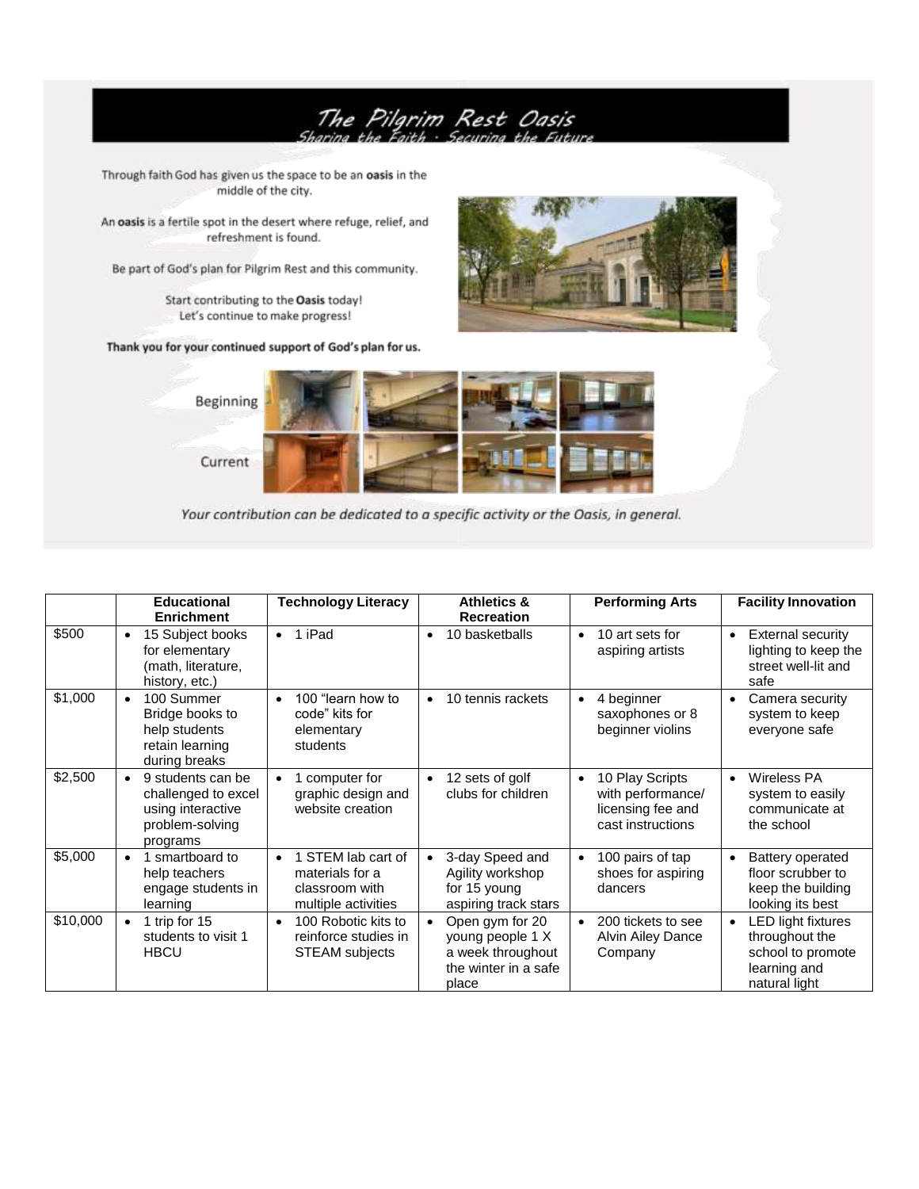# The Pilgrim Rest Oasis

*Sharing the Faith · Securing the Future*

Through faith God has given us the space to be an **oasis** in the middle of the city.

An **oasis** is a fertile spot in the desert where refuge, relief, and refreshment is found.

Be part of God's plan for Pilgrim Rest and this community.

Start contributing to the **Oasis** today!
Let's continue to make progress!

**Thank you for your continued support of God's plan for us.**

Beginning

Current

*Your contribution can be dedicated to a specific activity or the Oasis, in general.*

| | Educational Enrichment | Technology Literacy | Athletics & Recreation | Performing Arts | Facility Innovation |
|---|---|---|---|---|---|
| $500 | • 15 Subject books for elementary (math, literature, history, etc.) | • 1 iPad | • 10 basketballs | • 10 art sets for aspiring artists | • External security lighting to keep the street well-lit and safe |
| $1,000 | • 100 Summer Bridge books to help students retain learning during breaks | • 100 "learn how to code" kits for elementary students | • 10 tennis rackets | • 4 beginner saxophones or 8 beginner violins | • Camera security system to keep everyone safe |
| $2,500 | • 9 students can be challenged to excel using interactive problem-solving programs | • 1 computer for graphic design and website creation | • 12 sets of golf clubs for children | • 10 Play Scripts with performance/ licensing fee and cast instructions | • Wireless PA system to easily communicate at the school |
| $5,000 | • 1 smartboard to help teachers engage students in learning | • 1 STEM lab cart of materials for a classroom with multiple activities | • 3-day Speed and Agility workshop for 15 young aspiring track stars | • 100 pairs of tap shoes for aspiring dancers | • Battery operated floor scrubber to keep the building looking its best |
| $10,000 | • 1 trip for 15 students to visit 1 HBCU | • 100 Robotic kits to reinforce studies in STEAM subjects | • Open gym for 20 young people 1 X a week throughout the winter in a safe place | • 200 tickets to see Alvin Ailey Dance Company | • LED light fixtures throughout the school to promote learning and natural light |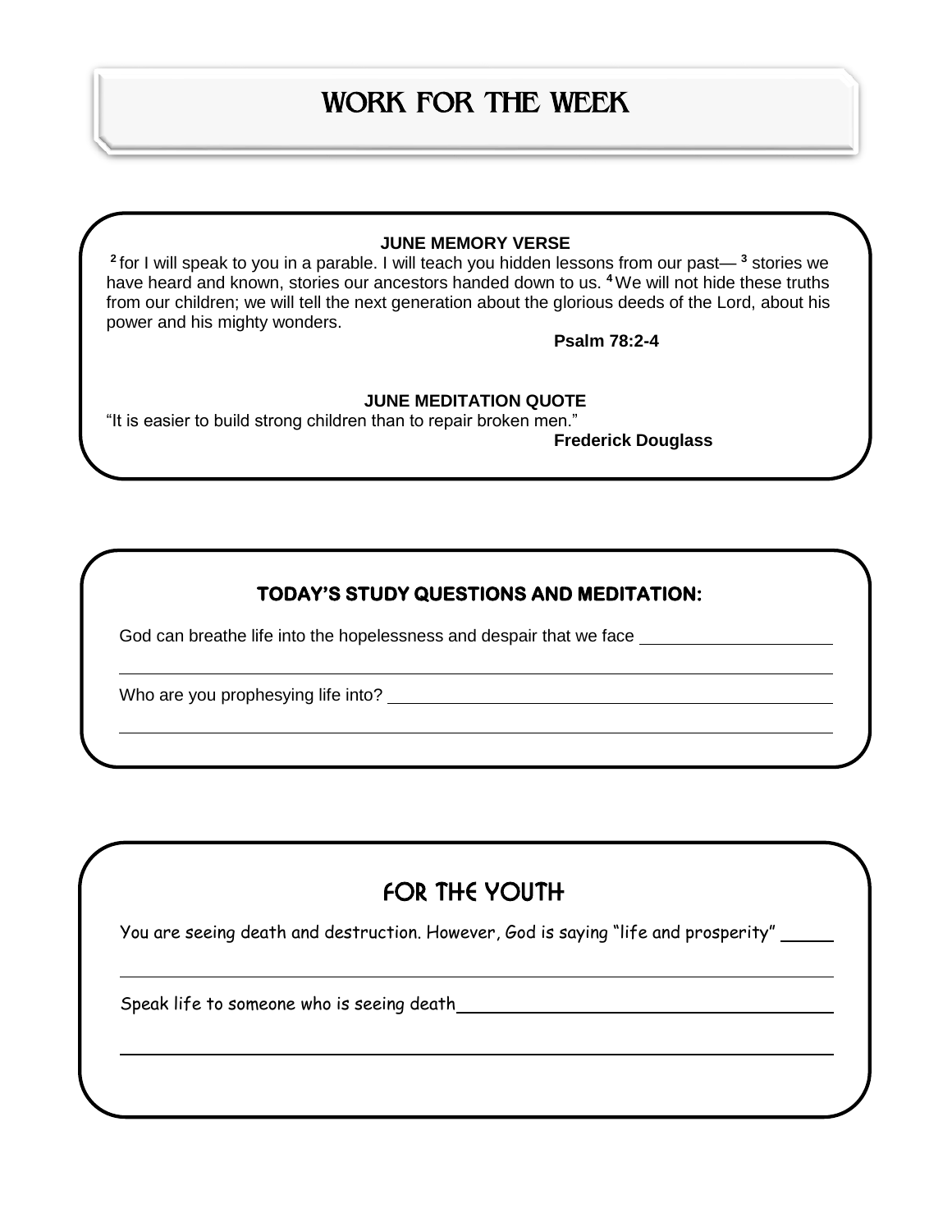# WORK FOR THE WEEK

**JUNE MEMORY VERSE**

[2] for I will speak to you in a parable. I will teach you hidden lessons from our past— [3] stories we have heard and known, stories our ancestors handed down to us. [4] We will not hide these truths from our children; we will tell the next generation about the glorious deeds of the Lord, about his power and his mighty wonders.

**Psalm 78:2-4**

**JUNE MEDITATION QUOTE**

"It is easier to build strong children than to repair broken men."

**Frederick Douglass**

## TODAY'S STUDY QUESTIONS AND MEDITATION:

God can breathe life into the hopelessness and despair that we face ____________________

______________________________________________________________________________

Who are you prophesying life into? ____________________________________________

______________________________________________________________________________

## FOR THE YOUTH

You are seeing death and destruction. However, God is saying "life and prosperity" _____

______________________________________________________________________________

Speak life to someone who is seeing death______________________________________

______________________________________________________________________________